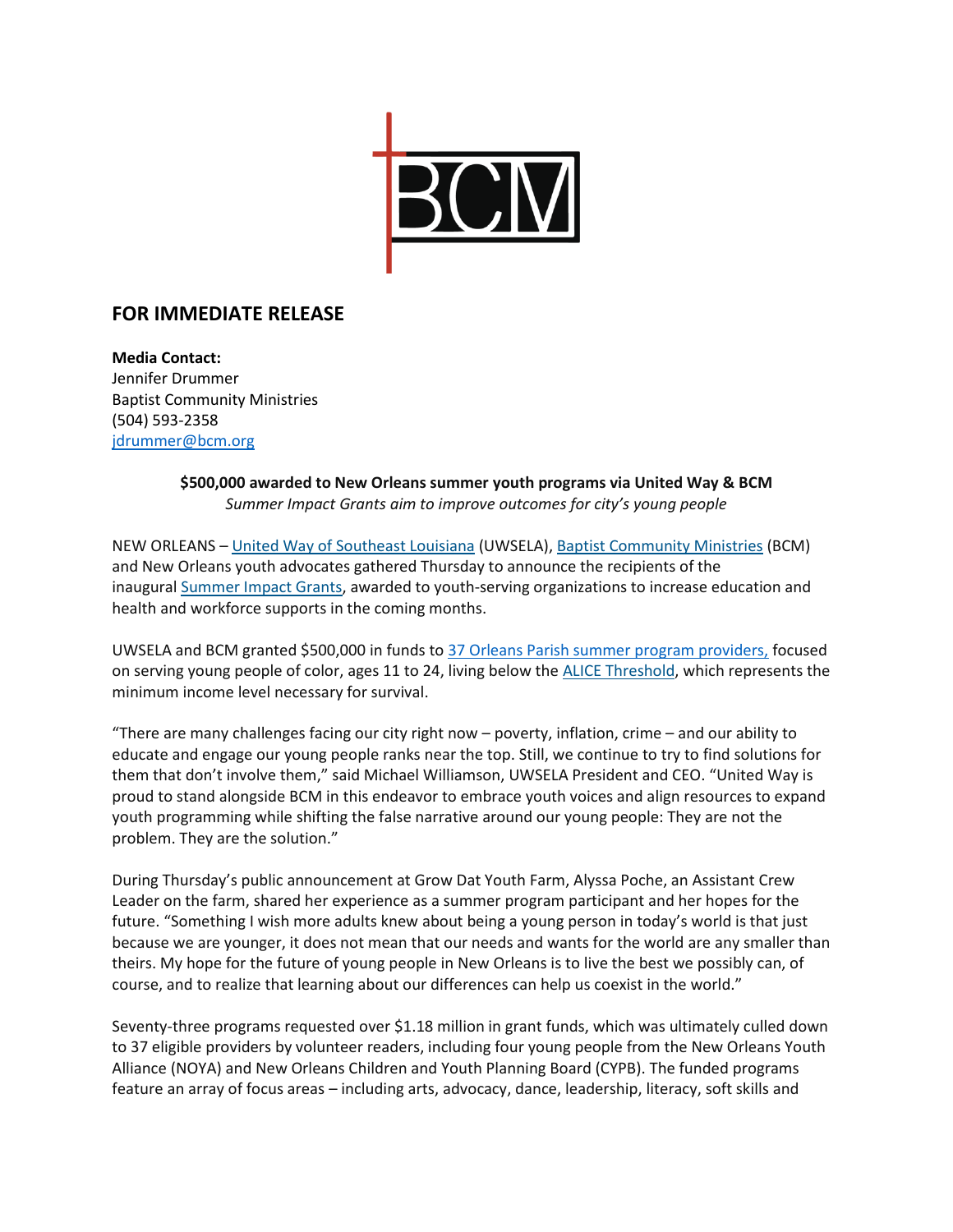## FOR IMMEDIATE RELEASE

**Media Contact:**
Jennifer Drummer
Baptist Community Ministries
(504) 593-2358
jdrummer@bcm.org

**$500,000 awarded to New Orleans summer youth programs via United Way & BCM**
*Summer Impact Grants aim to improve outcomes for city's young people*

NEW ORLEANS – United Way of Southeast Louisiana (UWSELA), Baptist Community Ministries (BCM) and New Orleans youth advocates gathered Thursday to announce the recipients of the inaugural Summer Impact Grants, awarded to youth-serving organizations to increase education and health and workforce supports in the coming months.

UWSELA and BCM granted $500,000 in funds to 37 Orleans Parish summer program providers, focused on serving young people of color, ages 11 to 24, living below the ALICE Threshold, which represents the minimum income level necessary for survival.

"There are many challenges facing our city right now – poverty, inflation, crime – and our ability to educate and engage our young people ranks near the top. Still, we continue to try to find solutions for them that don't involve them," said Michael Williamson, UWSELA President and CEO. "United Way is proud to stand alongside BCM in this endeavor to embrace youth voices and align resources to expand youth programming while shifting the false narrative around our young people: They are not the problem. They are the solution."

During Thursday's public announcement at Grow Dat Youth Farm, Alyssa Poche, an Assistant Crew Leader on the farm, shared her experience as a summer program participant and her hopes for the future. "Something I wish more adults knew about being a young person in today's world is that just because we are younger, it does not mean that our needs and wants for the world are any smaller than theirs. My hope for the future of young people in New Orleans is to live the best we possibly can, of course, and to realize that learning about our differences can help us coexist in the world."

Seventy-three programs requested over $1.18 million in grant funds, which was ultimately culled down to 37 eligible providers by volunteer readers, including four young people from the New Orleans Youth Alliance (NOYA) and New Orleans Children and Youth Planning Board (CYPB). The funded programs feature an array of focus areas – including arts, advocacy, dance, leadership, literacy, soft skills and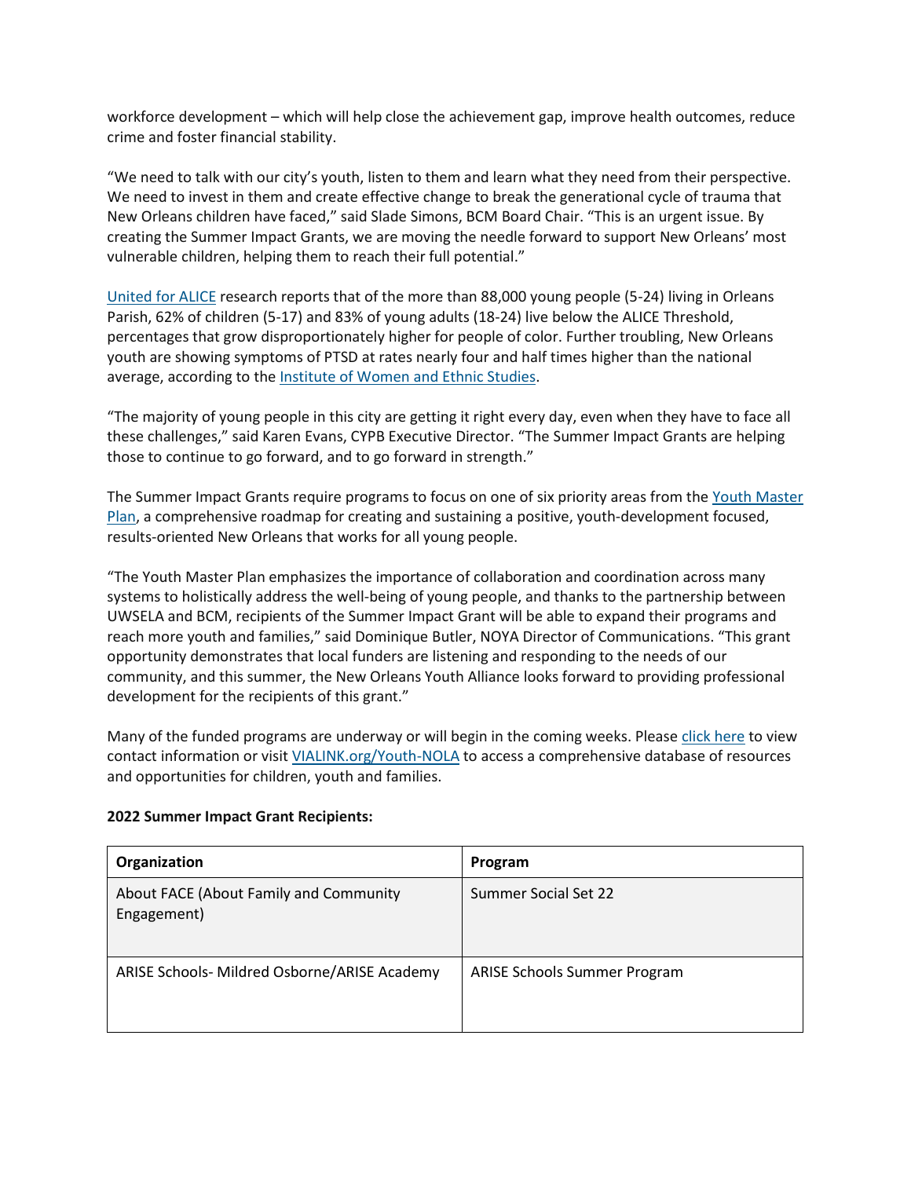workforce development – which will help close the achievement gap, improve health outcomes, reduce crime and foster financial stability.

"We need to talk with our city's youth, listen to them and learn what they need from their perspective. We need to invest in them and create effective change to break the generational cycle of trauma that New Orleans children have faced," said Slade Simons, BCM Board Chair. "This is an urgent issue. By creating the Summer Impact Grants, we are moving the needle forward to support New Orleans' most vulnerable children, helping them to reach their full potential."

United for ALICE research reports that of the more than 88,000 young people (5-24) living in Orleans Parish, 62% of children (5-17) and 83% of young adults (18-24) live below the ALICE Threshold, percentages that grow disproportionately higher for people of color. Further troubling, New Orleans youth are showing symptoms of PTSD at rates nearly four and half times higher than the national average, according to the Institute of Women and Ethnic Studies.

"The majority of young people in this city are getting it right every day, even when they have to face all these challenges," said Karen Evans, CYPB Executive Director. "The Summer Impact Grants are helping those to continue to go forward, and to go forward in strength."

The Summer Impact Grants require programs to focus on one of six priority areas from the Youth Master Plan, a comprehensive roadmap for creating and sustaining a positive, youth-development focused, results-oriented New Orleans that works for all young people.

"The Youth Master Plan emphasizes the importance of collaboration and coordination across many systems to holistically address the well-being of young people, and thanks to the partnership between UWSELA and BCM, recipients of the Summer Impact Grant will be able to expand their programs and reach more youth and families," said Dominique Butler, NOYA Director of Communications. "This grant opportunity demonstrates that local funders are listening and responding to the needs of our community, and this summer, the New Orleans Youth Alliance looks forward to providing professional development for the recipients of this grant."

Many of the funded programs are underway or will begin in the coming weeks. Please click here to view contact information or visit VIALINK.org/Youth-NOLA to access a comprehensive database of resources and opportunities for children, youth and families.

**2022 Summer Impact Grant Recipients:**

| Organization | Program |
|---|---|
| About FACE (About Family and Community Engagement) | Summer Social Set 22 |
| ARISE Schools- Mildred Osborne/ARISE Academy | ARISE Schools Summer Program |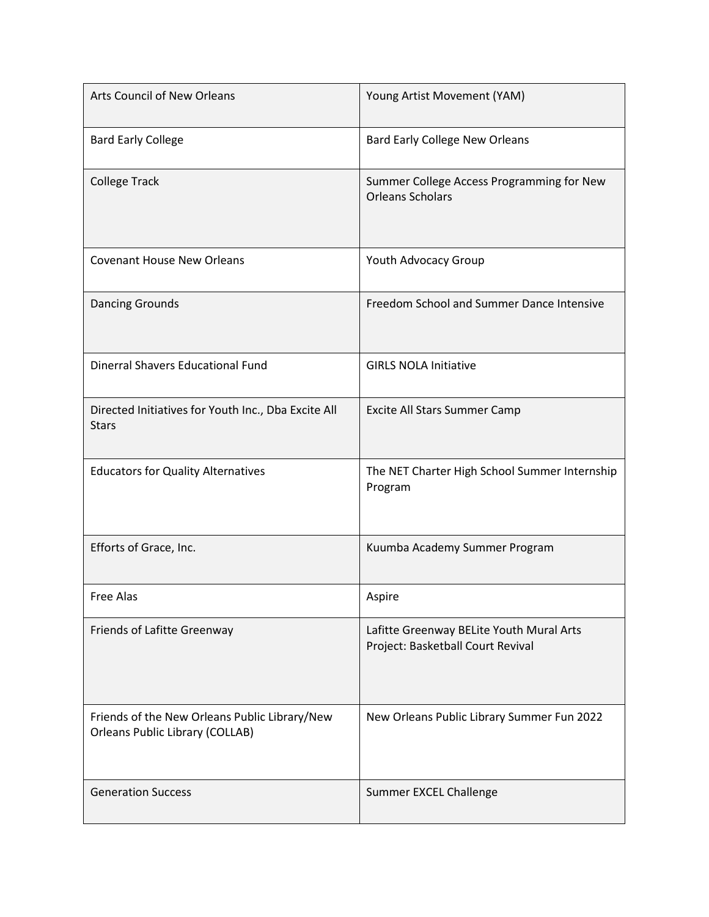| | |
|---|---|
| Arts Council of New Orleans | Young Artist Movement (YAM) |
| Bard Early College | Bard Early College New Orleans |
| College Track | Summer College Access Programming for New Orleans Scholars |
| Covenant House New Orleans | Youth Advocacy Group |
| Dancing Grounds | Freedom School and Summer Dance Intensive |
| Dinerral Shavers Educational Fund | GIRLS NOLA Initiative |
| Directed Initiatives for Youth Inc., Dba Excite All Stars | Excite All Stars Summer Camp |
| Educators for Quality Alternatives | The NET Charter High School Summer Internship Program |
| Efforts of Grace, Inc. | Kuumba Academy Summer Program |
| Free Alas | Aspire |
| Friends of Lafitte Greenway | Lafitte Greenway BELite Youth Mural Arts Project: Basketball Court Revival |
| Friends of the New Orleans Public Library/New Orleans Public Library (COLLAB) | New Orleans Public Library Summer Fun 2022 |
| Generation Success | Summer EXCEL Challenge |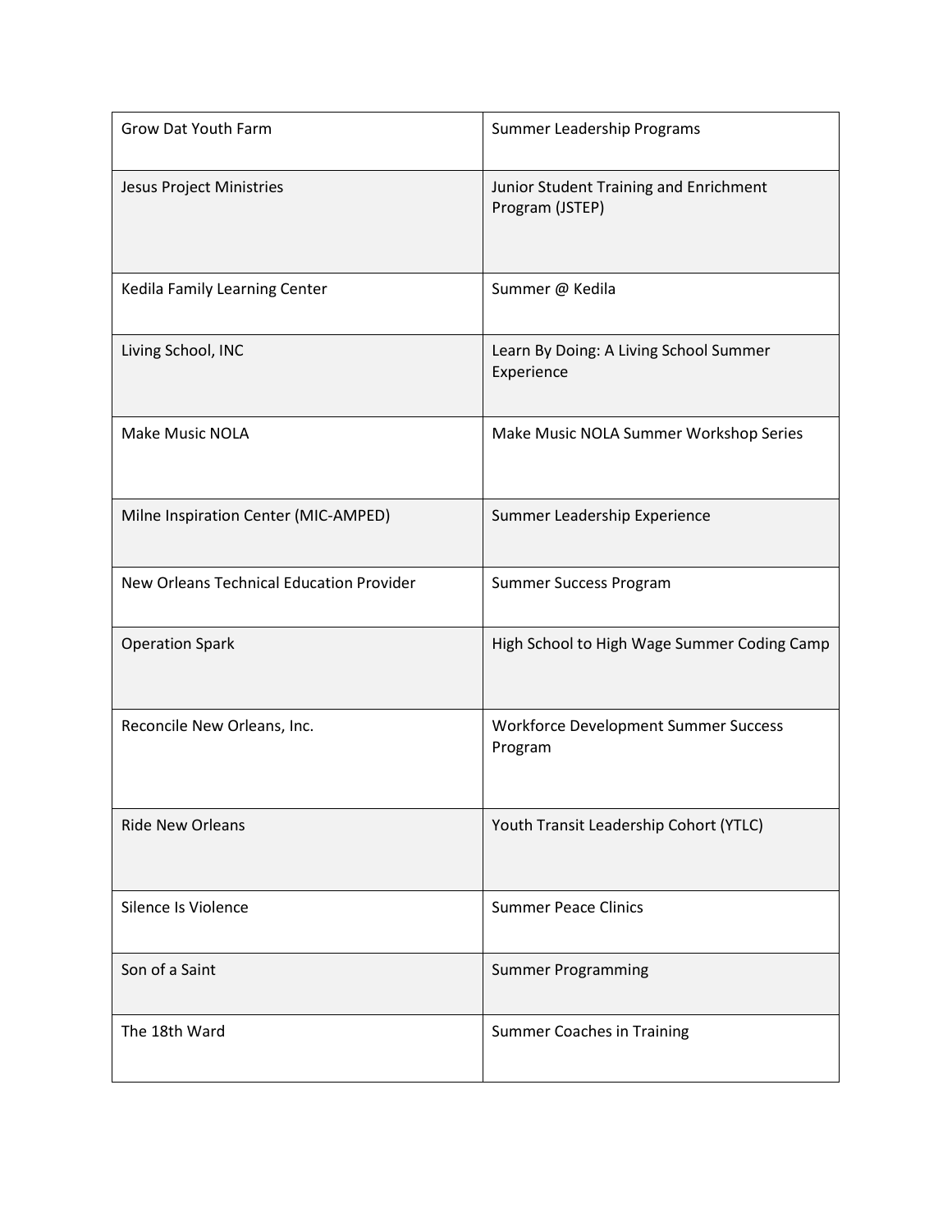| | |
|---|---|
| Grow Dat Youth Farm | Summer Leadership Programs |
| Jesus Project Ministries | Junior Student Training and Enrichment Program (JSTEP) |
| Kedila Family Learning Center | Summer @ Kedila |
| Living School, INC | Learn By Doing: A Living School Summer Experience |
| Make Music NOLA | Make Music NOLA Summer Workshop Series |
| Milne Inspiration Center (MIC-AMPED) | Summer Leadership Experience |
| New Orleans Technical Education Provider | Summer Success Program |
| Operation Spark | High School to High Wage Summer Coding Camp |
| Reconcile New Orleans, Inc. | Workforce Development Summer Success Program |
| Ride New Orleans | Youth Transit Leadership Cohort (YTLC) |
| Silence Is Violence | Summer Peace Clinics |
| Son of a Saint | Summer Programming |
| The 18th Ward | Summer Coaches in Training |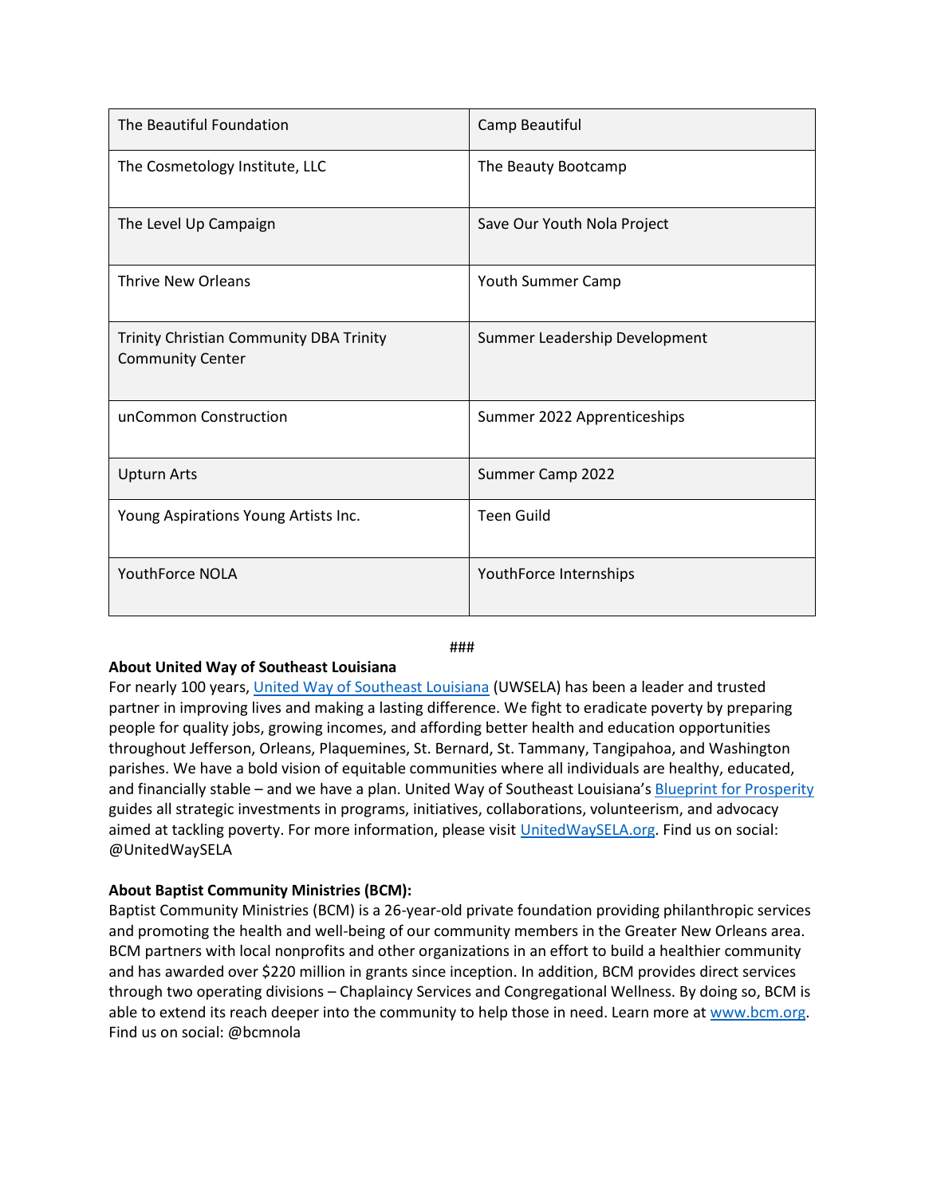| | |
|---|---|
| The Beautiful Foundation | Camp Beautiful |
| The Cosmetology Institute, LLC | The Beauty Bootcamp |
| The Level Up Campaign | Save Our Youth Nola Project |
| Thrive New Orleans | Youth Summer Camp |
| Trinity Christian Community DBA Trinity Community Center | Summer Leadership Development |
| unCommon Construction | Summer 2022 Apprenticeships |
| Upturn Arts | Summer Camp 2022 |
| Young Aspirations Young Artists Inc. | Teen Guild |
| YouthForce NOLA | YouthForce Internships |

###

**About United Way of Southeast Louisiana**
For nearly 100 years, United Way of Southeast Louisiana (UWSELA) has been a leader and trusted partner in improving lives and making a lasting difference. We fight to eradicate poverty by preparing people for quality jobs, growing incomes, and affording better health and education opportunities throughout Jefferson, Orleans, Plaquemines, St. Bernard, St. Tammany, Tangipahoa, and Washington parishes. We have a bold vision of equitable communities where all individuals are healthy, educated, and financially stable – and we have a plan. United Way of Southeast Louisiana's Blueprint for Prosperity guides all strategic investments in programs, initiatives, collaborations, volunteerism, and advocacy aimed at tackling poverty. For more information, please visit UnitedWaySELA.org. Find us on social: @UnitedWaySELA

**About Baptist Community Ministries (BCM):**
Baptist Community Ministries (BCM) is a 26-year-old private foundation providing philanthropic services and promoting the health and well-being of our community members in the Greater New Orleans area. BCM partners with local nonprofits and other organizations in an effort to build a healthier community and has awarded over $220 million in grants since inception. In addition, BCM provides direct services through two operating divisions – Chaplaincy Services and Congregational Wellness. By doing so, BCM is able to extend its reach deeper into the community to help those in need. Learn more at www.bcm.org. Find us on social: @bcmnola